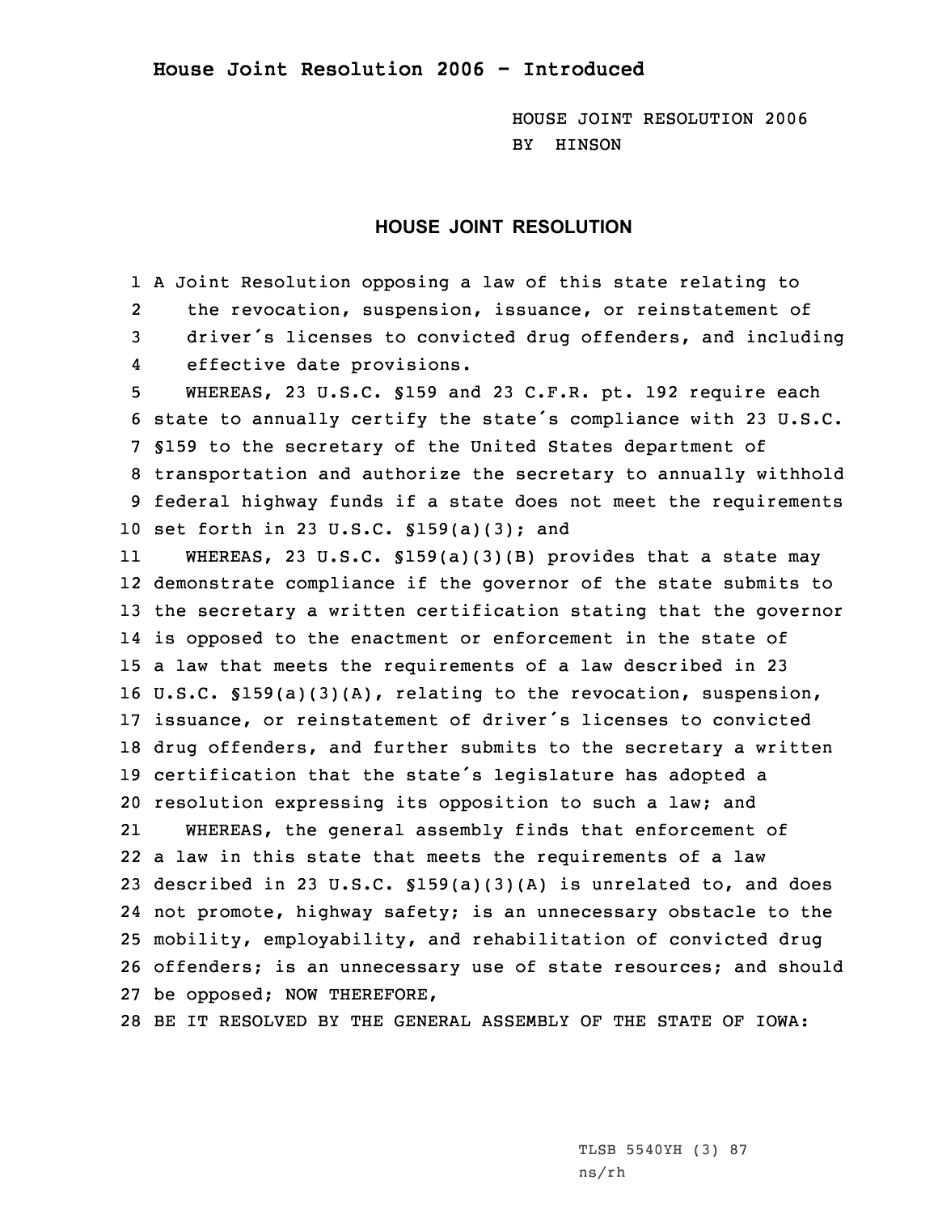# House Joint Resolution 2006 - Introduced

HOUSE JOINT RESOLUTION 2006
BY HINSON

## HOUSE JOINT RESOLUTION

A Joint Resolution opposing a law of this state relating to the revocation, suspension, issuance, or reinstatement of driver's licenses to convicted drug offenders, and including effective date provisions.

WHEREAS, 23 U.S.C. §159 and 23 C.F.R. pt. 192 require each state to annually certify the state's compliance with 23 U.S.C. §159 to the secretary of the United States department of transportation and authorize the secretary to annually withhold federal highway funds if a state does not meet the requirements set forth in 23 U.S.C. §159(a)(3); and

WHEREAS, 23 U.S.C. §159(a)(3)(B) provides that a state may demonstrate compliance if the governor of the state submits to the secretary a written certification stating that the governor is opposed to the enactment or enforcement in the state of a law that meets the requirements of a law described in 23 U.S.C. §159(a)(3)(A), relating to the revocation, suspension, issuance, or reinstatement of driver's licenses to convicted drug offenders, and further submits to the secretary a written certification that the state's legislature has adopted a resolution expressing its opposition to such a law; and

WHEREAS, the general assembly finds that enforcement of a law in this state that meets the requirements of a law described in 23 U.S.C. §159(a)(3)(A) is unrelated to, and does not promote, highway safety; is an unnecessary obstacle to the mobility, employability, and rehabilitation of convicted drug offenders; is an unnecessary use of state resources; and should be opposed; NOW THEREFORE,

BE IT RESOLVED BY THE GENERAL ASSEMBLY OF THE STATE OF IOWA:

TLSB 5540YH (3) 87
ns/rh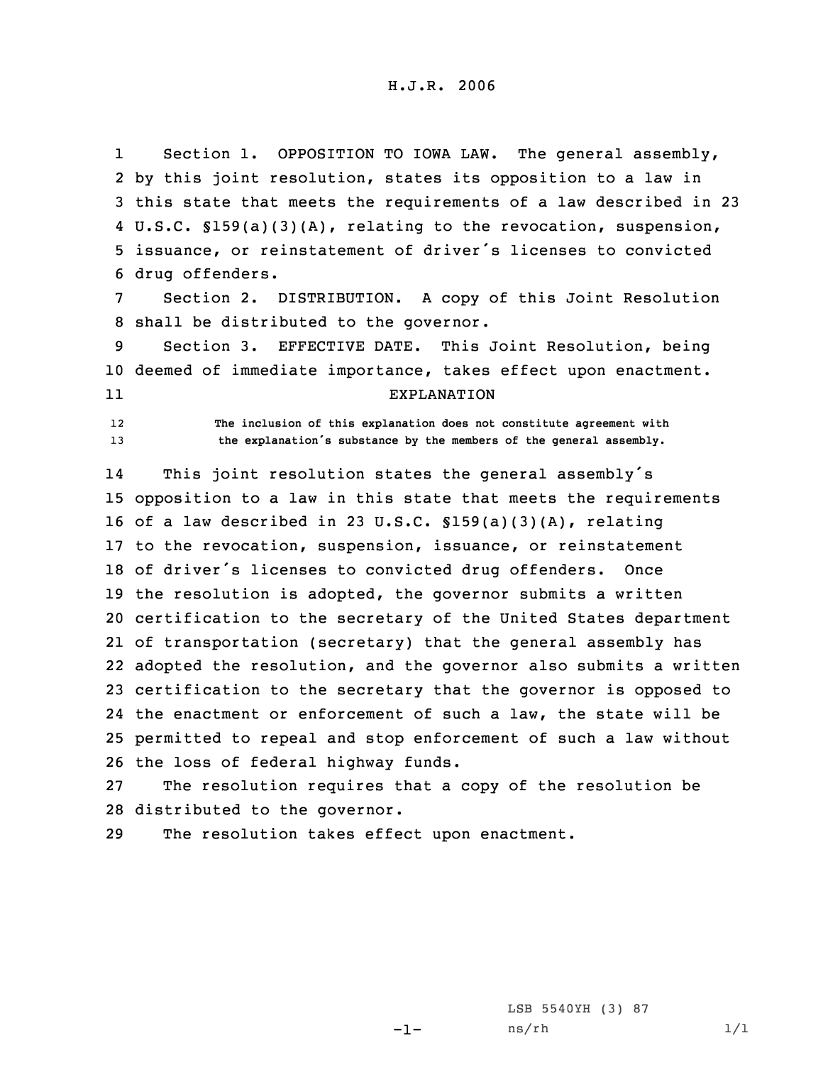H.J.R. 2006

Section 1. OPPOSITION TO IOWA LAW. The general assembly, by this joint resolution, states its opposition to a law in this state that meets the requirements of a law described in 23 U.S.C. §159(a)(3)(A), relating to the revocation, suspension, issuance, or reinstatement of driver's licenses to convicted drug offenders.

Section 2. DISTRIBUTION. A copy of this Joint Resolution shall be distributed to the governor.

Section 3. EFFECTIVE DATE. This Joint Resolution, being deemed of immediate importance, takes effect upon enactment.

## EXPLANATION

The inclusion of this explanation does not constitute agreement with the explanation's substance by the members of the general assembly.

This joint resolution states the general assembly's opposition to a law in this state that meets the requirements of a law described in 23 U.S.C. §159(a)(3)(A), relating to the revocation, suspension, issuance, or reinstatement of driver's licenses to convicted drug offenders. Once the resolution is adopted, the governor submits a written certification to the secretary of the United States department of transportation (secretary) that the general assembly has adopted the resolution, and the governor also submits a written certification to the secretary that the governor is opposed to the enactment or enforcement of such a law, the state will be permitted to repeal and stop enforcement of such a law without the loss of federal highway funds.

The resolution requires that a copy of the resolution be distributed to the governor.

The resolution takes effect upon enactment.

LSB 5540YH (3) 87
ns/rh